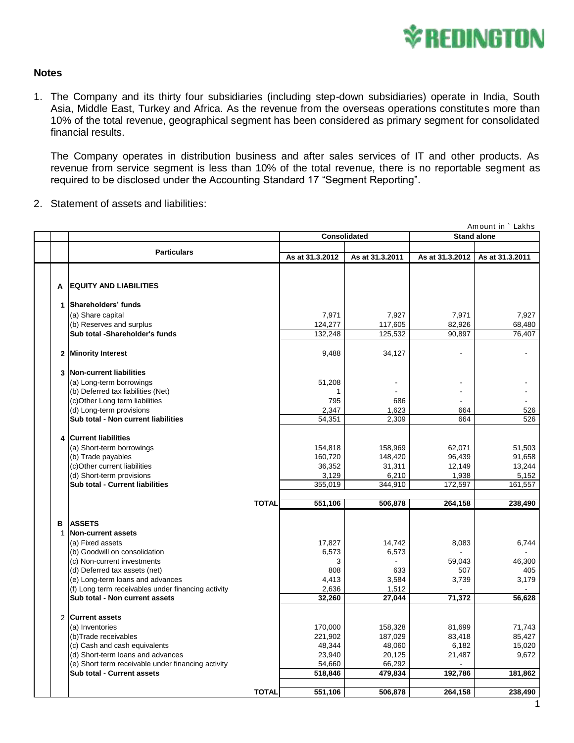## Notes

1. The Company and its thirty four subsidiaries (including step-down subsidiaries) operate in India, South Asia, Middle East, Turkey and Africa. As the revenue from the overseas operations constitutes more than 10% of the total revenue, geographical segment has been considered as primary segment for consolidated financial results.

   The Company operates in distribution business and after sales services of IT and other products. As revenue from service segment is less than 10% of the total revenue, there is no reportable segment as required to be disclosed under the Accounting Standard 17 "Segment Reporting".

2. Statement of assets and liabilities:

Amount in ` Lakhs

| | | Particulars | Consolidated | | Stand alone | |
|---|---|---|---|---|---|---|
| | | | As at 31.3.2012 | As at 31.3.2011 | As at 31.3.2012 | As at 31.3.2011 |
| | A | **EQUITY AND LIABILITIES** | | | | |
| | 1 | **Shareholders' funds** | | | | |
| | | (a) Share capital | 7,971 | 7,927 | 7,971 | 7,927 |
| | | (b) Reserves and surplus | 124,277 | 117,605 | 82,926 | 68,480 |
| | | **Sub total -Shareholder's funds** | 132,248 | 125,532 | 90,897 | 76,407 |
| | 2 | **Minority Interest** | 9,488 | 34,127 | - | - |
| | 3 | **Non-current liabilities** | | | | |
| | | (a) Long-term borrowings | 51,208 | - | - | - |
| | | (b) Deferred tax liabilities (Net) | 1 | - | - | - |
| | | (c)Other Long term liabilities | 795 | 686 | - | - |
| | | (d) Long-term provisions | 2,347 | 1,623 | 664 | 526 |
| | | **Sub total - Non current liabilities** | 54,351 | 2,309 | 664 | 526 |
| | 4 | **Current liabilities** | | | | |
| | | (a) Short-term borrowings | 154,818 | 158,969 | 62,071 | 51,503 |
| | | (b) Trade payables | 160,720 | 148,420 | 96,439 | 91,658 |
| | | (c)Other current liabilities | 36,352 | 31,311 | 12,149 | 13,244 |
| | | (d) Short-term provisions | 3,129 | 6,210 | 1,938 | 5,152 |
| | | **Sub total - Current liabilities** | 355,019 | 344,910 | 172,597 | 161,557 |
| | | **TOTAL** | **551,106** | **506,878** | **264,158** | **238,490** |
| | B | **ASSETS** | | | | |
| | 1 | **Non-current assets** | | | | |
| | | (a) Fixed assets | 17,827 | 14,742 | 8,083 | 6,744 |
| | | (b) Goodwill on consolidation | 6,573 | 6,573 | - | - |
| | | (c) Non-current investments | 3 | - | 59,043 | 46,300 |
| | | (d) Deferred tax assets (net) | 808 | 633 | 507 | 405 |
| | | (e) Long-term loans and advances | 4,413 | 3,584 | 3,739 | 3,179 |
| | | (f) Long term receivables under financing activity | 2,636 | 1,512 | - | - |
| | | **Sub total - Non current assets** | **32,260** | **27,044** | **71,372** | **56,628** |
| | 2 | **Current assets** | | | | |
| | | (a) Inventories | 170,000 | 158,328 | 81,699 | 71,743 |
| | | (b)Trade receivables | 221,902 | 187,029 | 83,418 | 85,427 |
| | | (c) Cash and cash equivalents | 48,344 | 48,060 | 6,182 | 15,020 |
| | | (d) Short-term loans and advances | 23,940 | 20,125 | 21,487 | 9,672 |
| | | (e) Short term receivable under financing activity | 54,660 | 66,292 | - | |
| | | **Sub total - Current assets** | **518,846** | **479,834** | **192,786** | **181,862** |
| | | **TOTAL** | **551,106** | **506,878** | **264,158** | **238,490** |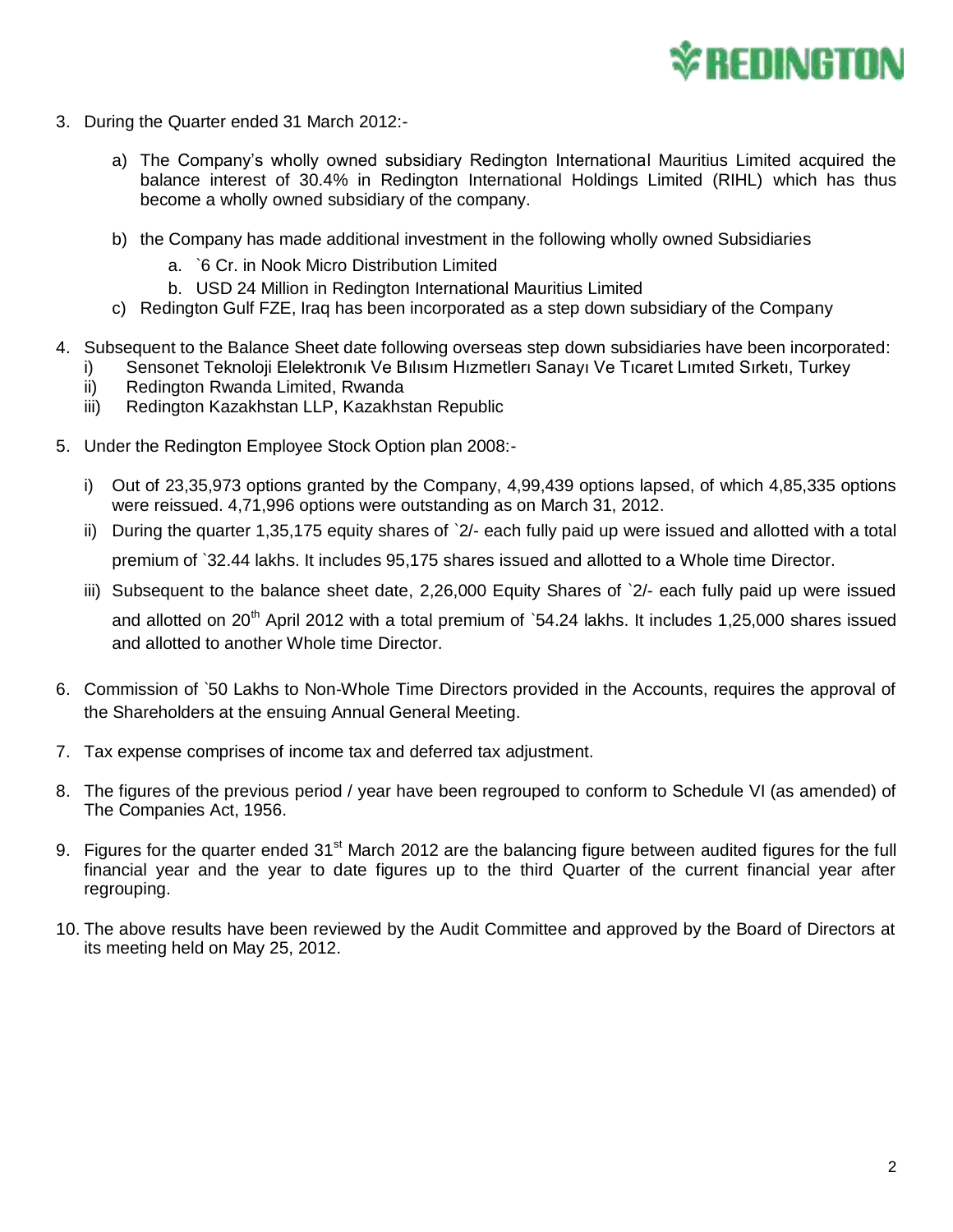3. During the Quarter ended 31 March 2012:-

   a) The Company's wholly owned subsidiary Redington International Mauritius Limited acquired the balance interest of 30.4% in Redington International Holdings Limited (RIHL) which has thus become a wholly owned subsidiary of the company.

   b) the Company has made additional investment in the following wholly owned Subsidiaries

      a. `6 Cr. in Nook Micro Distribution Limited

      b. USD 24 Million in Redington International Mauritius Limited

   c) Redington Gulf FZE, Iraq has been incorporated as a step down subsidiary of the Company

4. Subsequent to the Balance Sheet date following overseas step down subsidiaries have been incorporated:

   i) Sensonet Teknoloji Elelektronık Ve Bılısım Hızmetlerı Sanayı Ve Tıcaret Lımıted Sırketı, Turkey

   ii) Redington Rwanda Limited, Rwanda

   iii) Redington Kazakhstan LLP, Kazakhstan Republic

5. Under the Redington Employee Stock Option plan 2008:-

   i) Out of 23,35,973 options granted by the Company, 4,99,439 options lapsed, of which 4,85,335 options were reissued. 4,71,996 options were outstanding as on March 31, 2012.

   ii) During the quarter 1,35,175 equity shares of `2/- each fully paid up were issued and allotted with a total premium of `32.44 lakhs. It includes 95,175 shares issued and allotted to a Whole time Director.

   iii) Subsequent to the balance sheet date, 2,26,000 Equity Shares of `2/- each fully paid up were issued and allotted on 20th April 2012 with a total premium of `54.24 lakhs. It includes 1,25,000 shares issued and allotted to another Whole time Director.

6. Commission of `50 Lakhs to Non-Whole Time Directors provided in the Accounts, requires the approval of the Shareholders at the ensuing Annual General Meeting.

7. Tax expense comprises of income tax and deferred tax adjustment.

8. The figures of the previous period / year have been regrouped to conform to Schedule VI (as amended) of The Companies Act, 1956.

9. Figures for the quarter ended 31st March 2012 are the balancing figure between audited figures for the full financial year and the year to date figures up to the third Quarter of the current financial year after regrouping.

10. The above results have been reviewed by the Audit Committee and approved by the Board of Directors at its meeting held on May 25, 2012.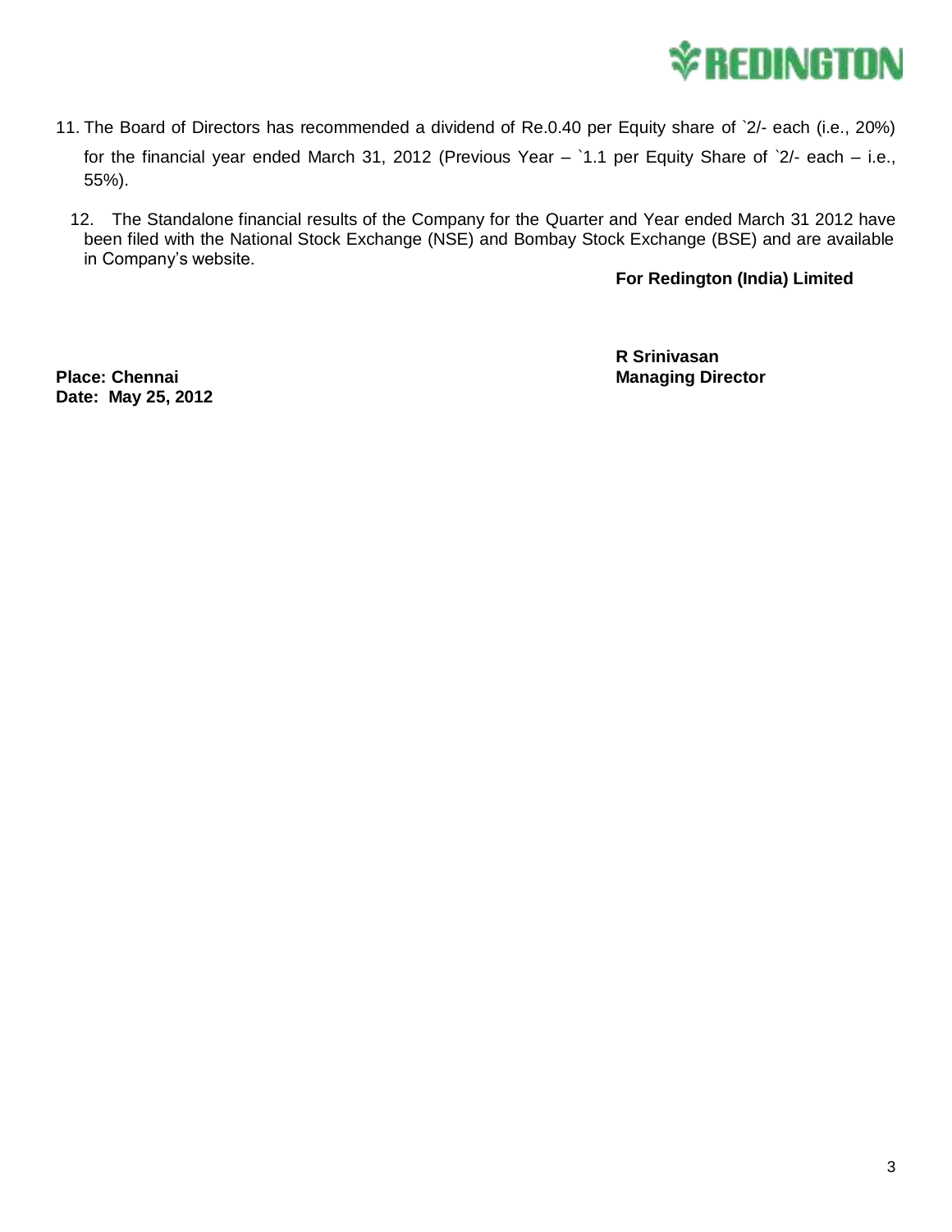11. The Board of Directors has recommended a dividend of Re.0.40 per Equity share of `2/- each (i.e., 20%) for the financial year ended March 31, 2012 (Previous Year – `1.1 per Equity Share of `2/- each – i.e., 55%).

12. The Standalone financial results of the Company for the Quarter and Year ended March 31 2012 have been filed with the National Stock Exchange (NSE) and Bombay Stock Exchange (BSE) and are available in Company's website.

**For Redington (India) Limited**

**R Srinivasan**
**Managing Director**

**Place: Chennai**
**Date: May 25, 2012**